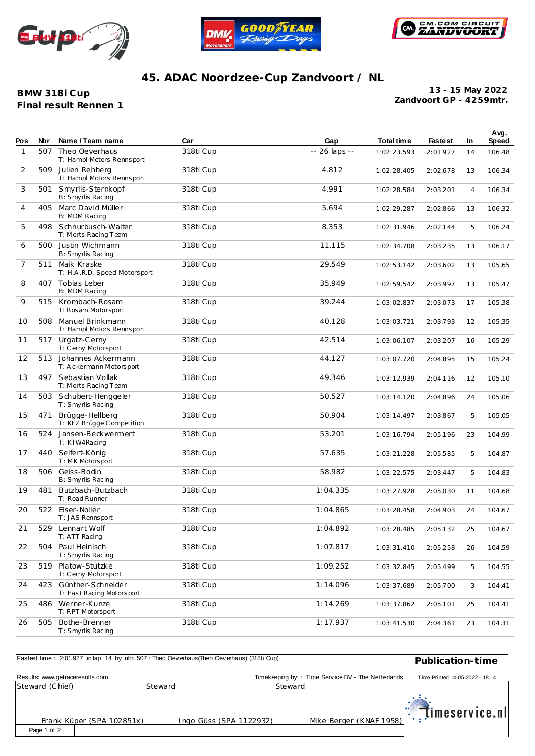# 45. ADAC Noordzee-Cup Zandvoort / NL

**BMW 318i Cup**
**Final result Rennen 1**

**13 - 15 May 2022**
**Zandvoort GP - 4259mtr.**

| Pos | Nbr | Name / Team name | Car | Gap | Total time | Fastest | In | Avg. Speed |
|---|---|---|---|---|---|---|---|---|
| 1 | 507 | Theo Oeverhaus<br>T: Hampl Motors Rennsport | 318ti Cup | -- 26 laps -- | 1:02:23.593 | 2:01.927 | 14 | 106.48 |
| 2 | 509 | Julien Rehberg<br>T: Hampl Motors Rennsport | 318ti Cup | 4.812 | 1:02:28.405 | 2:02.678 | 13 | 106.34 |
| 3 | 501 | Smyrlis-Sternkopf<br>B: Smyrlis Racing | 318ti Cup | 4.991 | 1:02:28.584 | 2:03.201 | 4 | 106.34 |
| 4 | 405 | Marc David Müller<br>B: MDM Racing | 318ti Cup | 5.694 | 1:02:29.287 | 2:02.866 | 13 | 106.32 |
| 5 | 498 | Schnurbusch-Walter<br>T: Morts Racing Team | 318ti Cup | 8.353 | 1:02:31.946 | 2:02.144 | 5 | 106.24 |
| 6 | 500 | Justin Wichmann<br>B: Smyrlis Racing | 318ti Cup | 11.115 | 1:02:34.708 | 2:03.235 | 13 | 106.17 |
| 7 | 511 | Maik Kraske<br>T: H.A.R.D. Speed Motorsport | 318ti Cup | 29.549 | 1:02:53.142 | 2:03.602 | 13 | 105.65 |
| 8 | 407 | Tobias Leber<br>B: MDM Racing | 318ti Cup | 35.949 | 1:02:59.542 | 2:03.997 | 13 | 105.47 |
| 9 | 515 | Krombach-Rosam<br>T: Rosam Motorsport | 318ti Cup | 39.244 | 1:03:02.837 | 2:03.073 | 17 | 105.38 |
| 10 | 508 | Manuel Brinkmann<br>T: Hampl Motors Rennsport | 318ti Cup | 40.128 | 1:03:03.721 | 2:03.793 | 12 | 105.35 |
| 11 | 517 | Urgatz-Cerny<br>T: Cerny Motorsport | 318ti Cup | 42.514 | 1:03:06.107 | 2:03.207 | 16 | 105.29 |
| 12 | 513 | Johannes Ackermann<br>T: Ackermann Motorsport | 318ti Cup | 44.127 | 1:03:07.720 | 2:04.895 | 15 | 105.24 |
| 13 | 497 | Sebastian Vollak<br>T: Morts Racing Team | 318ti Cup | 49.346 | 1:03:12.939 | 2:04.116 | 12 | 105.10 |
| 14 | 503 | Schubert-Henggeler<br>T: Smyrlis Racing | 318ti Cup | 50.527 | 1:03:14.120 | 2:04.896 | 24 | 105.06 |
| 15 | 471 | Brügge-Hellberg<br>T: KFZ Brügge Competition | 318ti Cup | 50.904 | 1:03:14.497 | 2:03.867 | 5 | 105.05 |
| 16 | 524 | Jansen-Beckwermert<br>T: KTW4Racing | 318ti Cup | 53.201 | 1:03:16.794 | 2:05.196 | 23 | 104.99 |
| 17 | 440 | Seifert-König<br>T: MK Motorsport | 318ti Cup | 57.635 | 1:03:21.228 | 2:05.585 | 5 | 104.87 |
| 18 | 506 | Geiss-Bodin<br>B: Smyrlis Racing | 318ti Cup | 58.982 | 1:03:22.575 | 2:03.447 | 5 | 104.83 |
| 19 | 481 | Butzbach-Butzbach<br>T: Road Runner | 318ti Cup | 1:04.335 | 1:03:27.928 | 2:05.030 | 11 | 104.68 |
| 20 | 522 | Elser-Noller<br>T: JAS Rennsport | 318ti Cup | 1:04.865 | 1:03:28.458 | 2:04.903 | 24 | 104.67 |
| 21 | 529 | Lennart Wolf<br>T: ATT Racing | 318ti Cup | 1:04.892 | 1:03:28.485 | 2:05.132 | 25 | 104.67 |
| 22 | 504 | Paul Heinisch<br>T: Smyrlis Racing | 318ti Cup | 1:07.817 | 1:03:31.410 | 2:05.258 | 26 | 104.59 |
| 23 | 519 | Platow-Stutzke<br>T: Cerny Motorsport | 318ti Cup | 1:09.252 | 1:03:32.845 | 2:05.499 | 5 | 104.55 |
| 24 | 423 | Günther-Schneider<br>T: East Racing Motorsport | 318ti Cup | 1:14.096 | 1:03:37.689 | 2:05.700 | 3 | 104.41 |
| 25 | 486 | Werner-Kunze<br>T: RPT Motorsport | 318ti Cup | 1:14.269 | 1:03:37.862 | 2:05.101 | 25 | 104.41 |
| 26 | 505 | Bothe-Brenner<br>T: Smyrlis Racing | 318ti Cup | 1:17.937 | 1:03:41.530 | 2:04.361 | 23 | 104.31 |

Fastest time : 2:01.927 in lap 14 by nbr. 507 : Theo Oeverhaus(Theo Oeverhaus) (318ti Cup)

**Publication-time**

Results: www.getraceresults.com

Timekeeping by : Time Service BV - The Netherlands

Time Printed 14-05-2022 - 18:14

| Steward (Chief) | Steward | Steward |
|---|---|---|
| Frank Küper (SPA 102851x) | Ingo Güss (SPA 1122932) | Mike Berger (KNAF 1958) |

timeservice.nl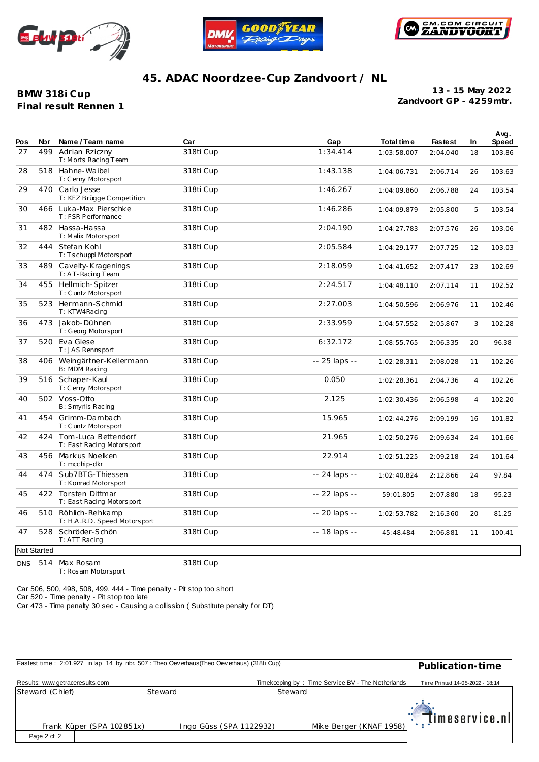# 45. ADAC Noordzee-Cup Zandvoort / NL

**BMW 318i Cup**
**Final result Rennen 1**

**13 - 15 May 2022**
**Zandvoort GP - 4259mtr.**

| Pos | Nbr | Name / Team name | Car | Gap | Total time | Fastest | In | Avg. Speed |
|---|---|---|---|---|---|---|---|---|
| 27 | 499 | Adrian Rziczny<br>T: Morts Racing Team | 318ti Cup | 1:34.414 | 1:03:58.007 | 2:04.040 | 18 | 103.86 |
| 28 | 518 | Hahne-Waibel<br>T: Cerny Motorsport | 318ti Cup | 1:43.138 | 1:04:06.731 | 2:06.714 | 26 | 103.63 |
| 29 | 470 | Carlo Jesse<br>T: KFZ Brügge Competition | 318ti Cup | 1:46.267 | 1:04:09.860 | 2:06.788 | 24 | 103.54 |
| 30 | 466 | Luka-Max Pierschke<br>T: FSR Performance | 318ti Cup | 1:46.286 | 1:04:09.879 | 2:05.800 | 5 | 103.54 |
| 31 | 482 | Hassa-Hassa<br>T: Malix Motorsport | 318ti Cup | 2:04.190 | 1:04:27.783 | 2:07.576 | 26 | 103.06 |
| 32 | 444 | Stefan Kohl<br>T: Tschuppi Motorsport | 318ti Cup | 2:05.584 | 1:04:29.177 | 2:07.725 | 12 | 103.03 |
| 33 | 489 | Cavelty-Kragenings<br>T: AT-Racing Team | 318ti Cup | 2:18.059 | 1:04:41.652 | 2:07.417 | 23 | 102.69 |
| 34 | 455 | Hellmich-Spitzer<br>T: Cuntz Motorsport | 318ti Cup | 2:24.517 | 1:04:48.110 | 2:07.114 | 11 | 102.52 |
| 35 | 523 | Hermann-Schmid<br>T: KTW4Racing | 318ti Cup | 2:27.003 | 1:04:50.596 | 2:06.976 | 11 | 102.46 |
| 36 | 473 | Jakob-Dühnen<br>T: Georg Motorsport | 318ti Cup | 2:33.959 | 1:04:57.552 | 2:05.867 | 3 | 102.28 |
| 37 | 520 | Eva Giese<br>T: JAS Rennsport | 318ti Cup | 6:32.172 | 1:08:55.765 | 2:06.335 | 20 | 96.38 |
| 38 | 406 | Weingärtner-Kellermann<br>B: MDM Racing | 318ti Cup | -- 25 laps -- | 1:02:28.311 | 2:08.028 | 11 | 102.26 |
| 39 | 516 | Schaper-Kaul<br>T: Cerny Motorsport | 318ti Cup | 0.050 | 1:02:28.361 | 2:04.736 | 4 | 102.26 |
| 40 | 502 | Voss-Otto<br>B: Smyrlis Racing | 318ti Cup | 2.125 | 1:02:30.436 | 2:06.598 | 4 | 102.20 |
| 41 | 454 | Grimm-Dambach<br>T: Cuntz Motorsport | 318ti Cup | 15.965 | 1:02:44.276 | 2:09.199 | 16 | 101.82 |
| 42 | 424 | Tom-Luca Bettendorf<br>T: East Racing Motorsport | 318ti Cup | 21.965 | 1:02:50.276 | 2:09.634 | 24 | 101.66 |
| 43 | 456 | Markus Noelken<br>T: mcchip-dkr | 318ti Cup | 22.914 | 1:02:51.225 | 2:09.218 | 24 | 101.64 |
| 44 | 474 | Sub7BTG-Thiessen<br>T: Konrad Motorsport | 318ti Cup | -- 24 laps -- | 1:02:40.824 | 2:12.866 | 24 | 97.84 |
| 45 | 422 | Torsten Dittmar<br>T: East Racing Motorsport | 318ti Cup | -- 22 laps -- | 59:01.805 | 2:07.880 | 18 | 95.23 |
| 46 | 510 | Röhlich-Rehkamp<br>T: H.A.R.D. Speed Motorsport | 318ti Cup | -- 20 laps -- | 1:02:53.782 | 2:16.360 | 20 | 81.25 |
| 47 | 528 | Schröder-Schön<br>T: ATT Racing | 318ti Cup | -- 18 laps -- | 45:48.484 | 2:06.881 | 11 | 100.41 |
| **Not Started** | | | | | | | | |
| DNS | 514 | Max Rosam<br>T: Rosam Motorsport | 318ti Cup | | | | | |

Car 506, 500, 498, 508, 499, 444 - Time penalty - Pit stop too short
Car 520 - Time penalty - Pit stop too late
Car 473 - Time penalty 30 sec - Causing a collission ( Substitute penalty for DT)

Fastest time : 2:01.927 in lap 14 by nbr. 507 : Theo Oeverhaus(Theo Oeverhaus) (318ti Cup)

**Publication-time**

Results: www.getraceresults.com
Timekeeping by : Time Service BV - The Netherlands
Time Printed 14-05-2022 - 18:14

| Steward (Chief) | Steward | Steward |
|---|---|---|
| Frank Küper (SPA 102851x) | Ingo Güss (SPA 1122932) | Mike Berger (KNAF 1958) |

timeservice.nl